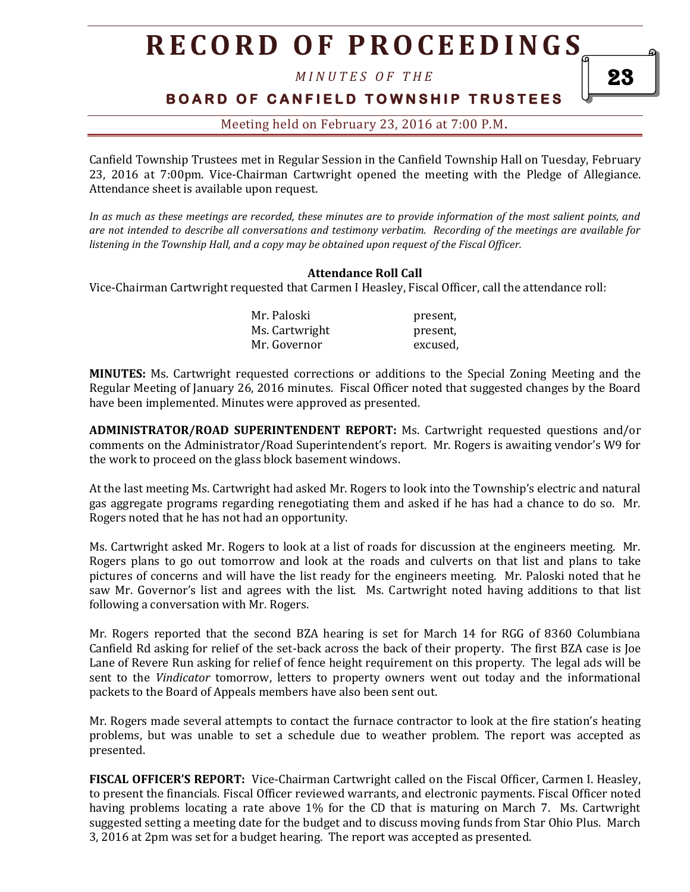Canfield Township Trustees met in Regular Session in the Canfield Township Hall on Tuesday, February 23, 2016 at 7:00pm. Vice-Chairman Cartwright opened the meeting with the Pledge of Allegiance. Attendance sheet is available upon request.

*In as much as these meetings are recorded, these minutes are to provide information of the most salient points, and are not intended to describe all conversations and testimony verbatim. Recording of the meetings are available for listening in the Township Hall, and a copy may be obtained upon request of the Fiscal Officer.*

**Attendance Roll Call**

Vice-Chairman Cartwright requested that Carmen I Heasley, Fiscal Officer, call the attendance roll:

| | |
|---|---|
| Mr. Paloski | present, |
| Ms. Cartwright | present, |
| Mr. Governor | excused, |

**MINUTES:** Ms. Cartwright requested corrections or additions to the Special Zoning Meeting and the Regular Meeting of January 26, 2016 minutes. Fiscal Officer noted that suggested changes by the Board have been implemented. Minutes were approved as presented.

**ADMINISTRATOR/ROAD SUPERINTENDENT REPORT:** Ms. Cartwright requested questions and/or comments on the Administrator/Road Superintendent's report. Mr. Rogers is awaiting vendor's W9 for the work to proceed on the glass block basement windows.

At the last meeting Ms. Cartwright had asked Mr. Rogers to look into the Township's electric and natural gas aggregate programs regarding renegotiating them and asked if he has had a chance to do so. Mr. Rogers noted that he has not had an opportunity.

Ms. Cartwright asked Mr. Rogers to look at a list of roads for discussion at the engineers meeting. Mr. Rogers plans to go out tomorrow and look at the roads and culverts on that list and plans to take pictures of concerns and will have the list ready for the engineers meeting. Mr. Paloski noted that he saw Mr. Governor's list and agrees with the list. Ms. Cartwright noted having additions to that list following a conversation with Mr. Rogers.

Mr. Rogers reported that the second BZA hearing is set for March 14 for RGG of 8360 Columbiana Canfield Rd asking for relief of the set-back across the back of their property. The first BZA case is Joe Lane of Revere Run asking for relief of fence height requirement on this property. The legal ads will be sent to the *Vindicator* tomorrow, letters to property owners went out today and the informational packets to the Board of Appeals members have also been sent out.

Mr. Rogers made several attempts to contact the furnace contractor to look at the fire station's heating problems, but was unable to set a schedule due to weather problem. The report was accepted as presented.

**FISCAL OFFICER'S REPORT:** Vice-Chairman Cartwright called on the Fiscal Officer, Carmen I. Heasley, to present the financials. Fiscal Officer reviewed warrants, and electronic payments. Fiscal Officer noted having problems locating a rate above 1% for the CD that is maturing on March 7. Ms. Cartwright suggested setting a meeting date for the budget and to discuss moving funds from Star Ohio Plus. March 3, 2016 at 2pm was set for a budget hearing. The report was accepted as presented.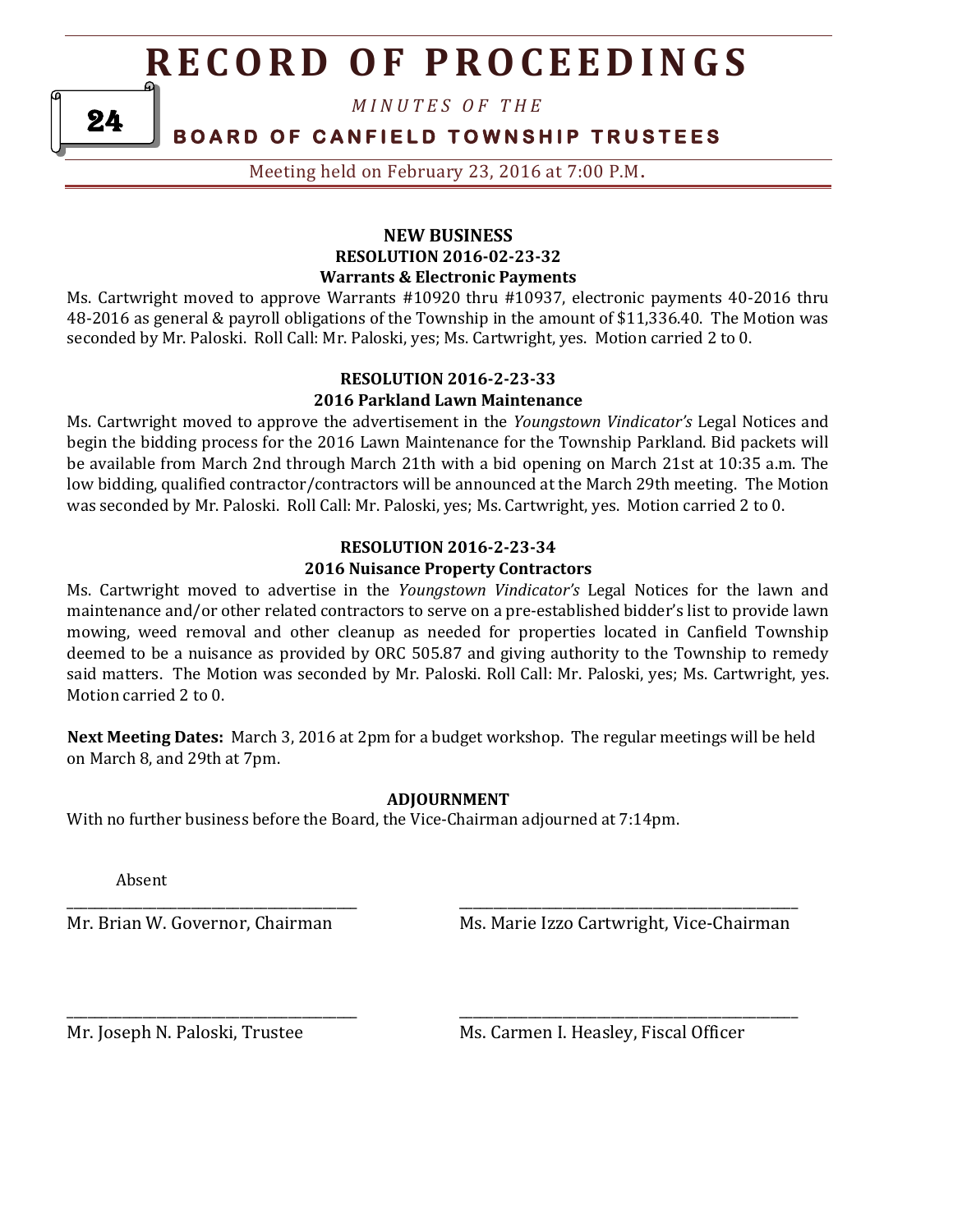## NEW BUSINESS

### RESOLUTION 2016-02-23-32

### Warrants & Electronic Payments

Ms. Cartwright moved to approve Warrants #10920 thru #10937, electronic payments 40-2016 thru 48-2016 as general & payroll obligations of the Township in the amount of $11,336.40. The Motion was seconded by Mr. Paloski. Roll Call: Mr. Paloski, yes; Ms. Cartwright, yes. Motion carried 2 to 0.

### RESOLUTION 2016-2-23-33

### 2016 Parkland Lawn Maintenance

Ms. Cartwright moved to approve the advertisement in the *Youngstown Vindicator's* Legal Notices and begin the bidding process for the 2016 Lawn Maintenance for the Township Parkland. Bid packets will be available from March 2nd through March 21th with a bid opening on March 21st at 10:35 a.m. The low bidding, qualified contractor/contractors will be announced at the March 29th meeting. The Motion was seconded by Mr. Paloski. Roll Call: Mr. Paloski, yes; Ms. Cartwright, yes. Motion carried 2 to 0.

### RESOLUTION 2016-2-23-34

### 2016 Nuisance Property Contractors

Ms. Cartwright moved to advertise in the *Youngstown Vindicator's* Legal Notices for the lawn and maintenance and/or other related contractors to serve on a pre-established bidder's list to provide lawn mowing, weed removal and other cleanup as needed for properties located in Canfield Township deemed to be a nuisance as provided by ORC 505.87 and giving authority to the Township to remedy said matters. The Motion was seconded by Mr. Paloski. Roll Call: Mr. Paloski, yes; Ms. Cartwright, yes. Motion carried 2 to 0.

**Next Meeting Dates:** March 3, 2016 at 2pm for a budget workshop. The regular meetings will be held on March 8, and 29th at 7pm.

### ADJOURNMENT

With no further business before the Board, the Vice-Chairman adjourned at 7:14pm.

Absent

\_\_\_\_\_\_\_\_\_\_\_\_\_\_\_\_\_\_\_\_\_\_\_\_\_\_\_\_\_\_\_\_\_\_\_\_
Mr. Brian W. Governor, Chairman

\_\_\_\_\_\_\_\_\_\_\_\_\_\_\_\_\_\_\_\_\_\_\_\_\_\_\_\_\_\_\_\_\_\_\_\_
Ms. Marie Izzo Cartwright, Vice-Chairman

\_\_\_\_\_\_\_\_\_\_\_\_\_\_\_\_\_\_\_\_\_\_\_\_\_\_\_\_\_\_\_\_\_\_\_\_
Mr. Joseph N. Paloski, Trustee

\_\_\_\_\_\_\_\_\_\_\_\_\_\_\_\_\_\_\_\_\_\_\_\_\_\_\_\_\_\_\_\_\_\_\_\_
Ms. Carmen I. Heasley, Fiscal Officer